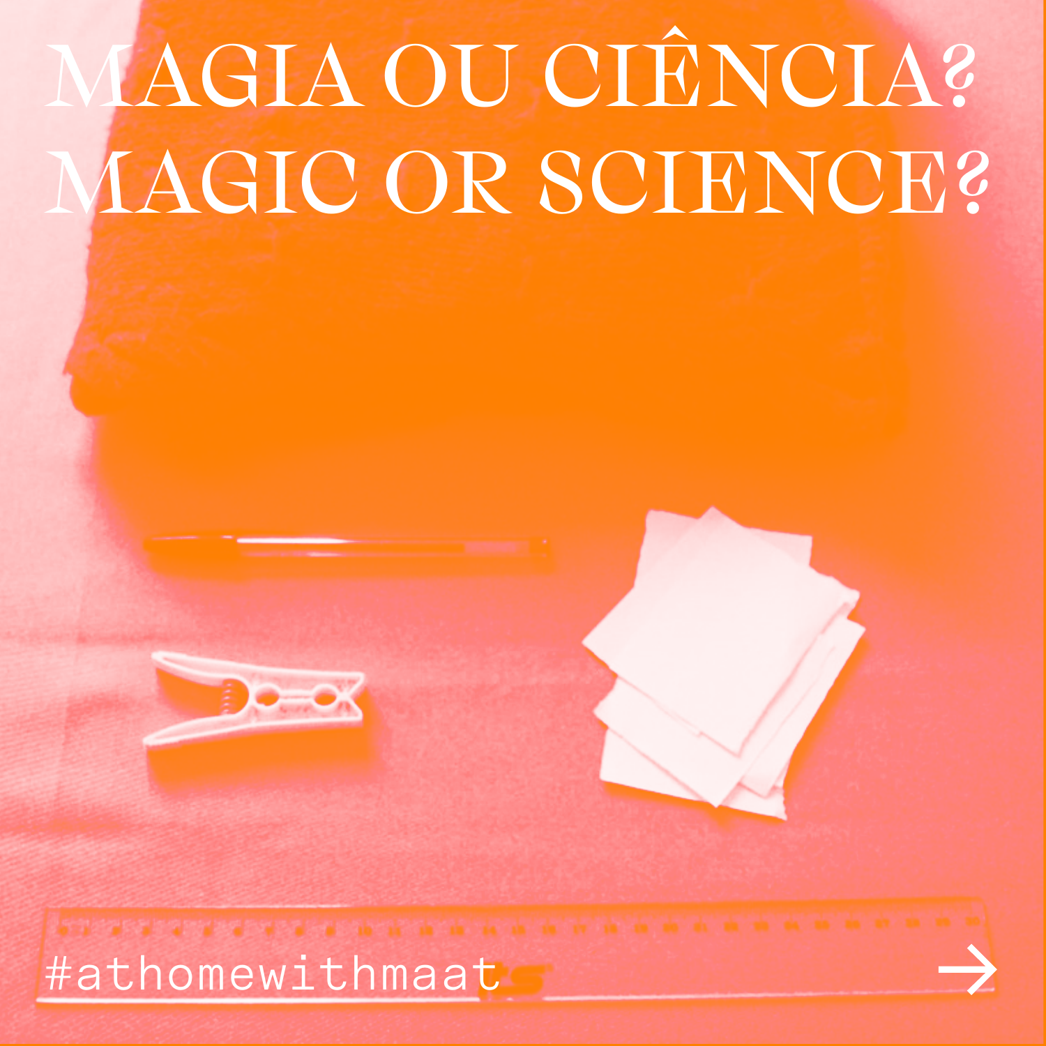# MAGIA OU CIÊNCIA?
# MAGIC OR SCIENCE?

#athomewithmaat

→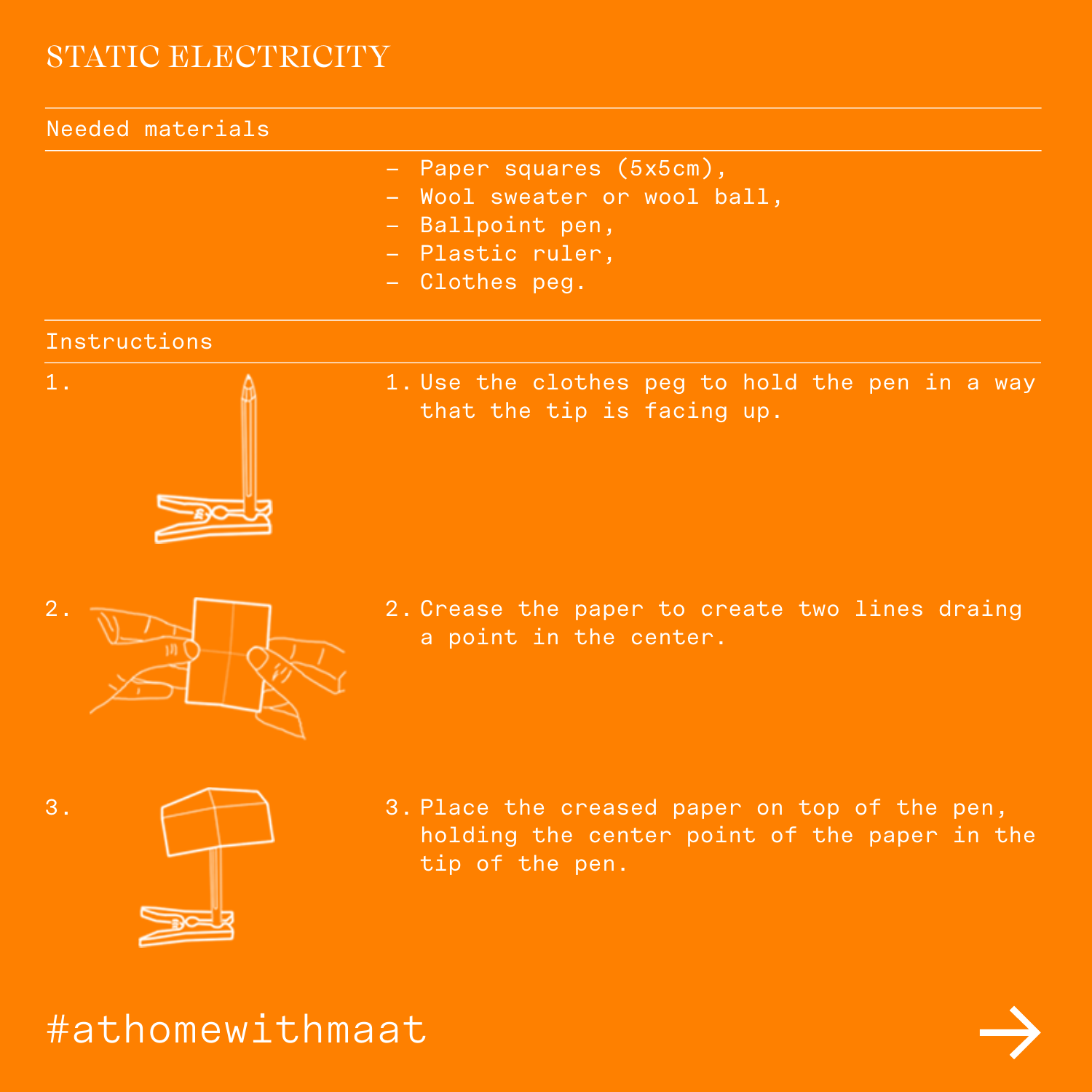# STATIC ELECTRICITY

## Needed materials

- Paper squares (5x5cm),
- Wool sweater or wool ball,
- Ballpoint pen,
- Plastic ruler,
- Clothes peg.

## Instructions

1. Use the clothes peg to hold the pen in a way that the tip is facing up.
2. Crease the paper to create two lines draing a point in the center.
3. Place the creased paper on top of the pen, holding the center point of the paper in the tip of the pen.

#athomewithmaat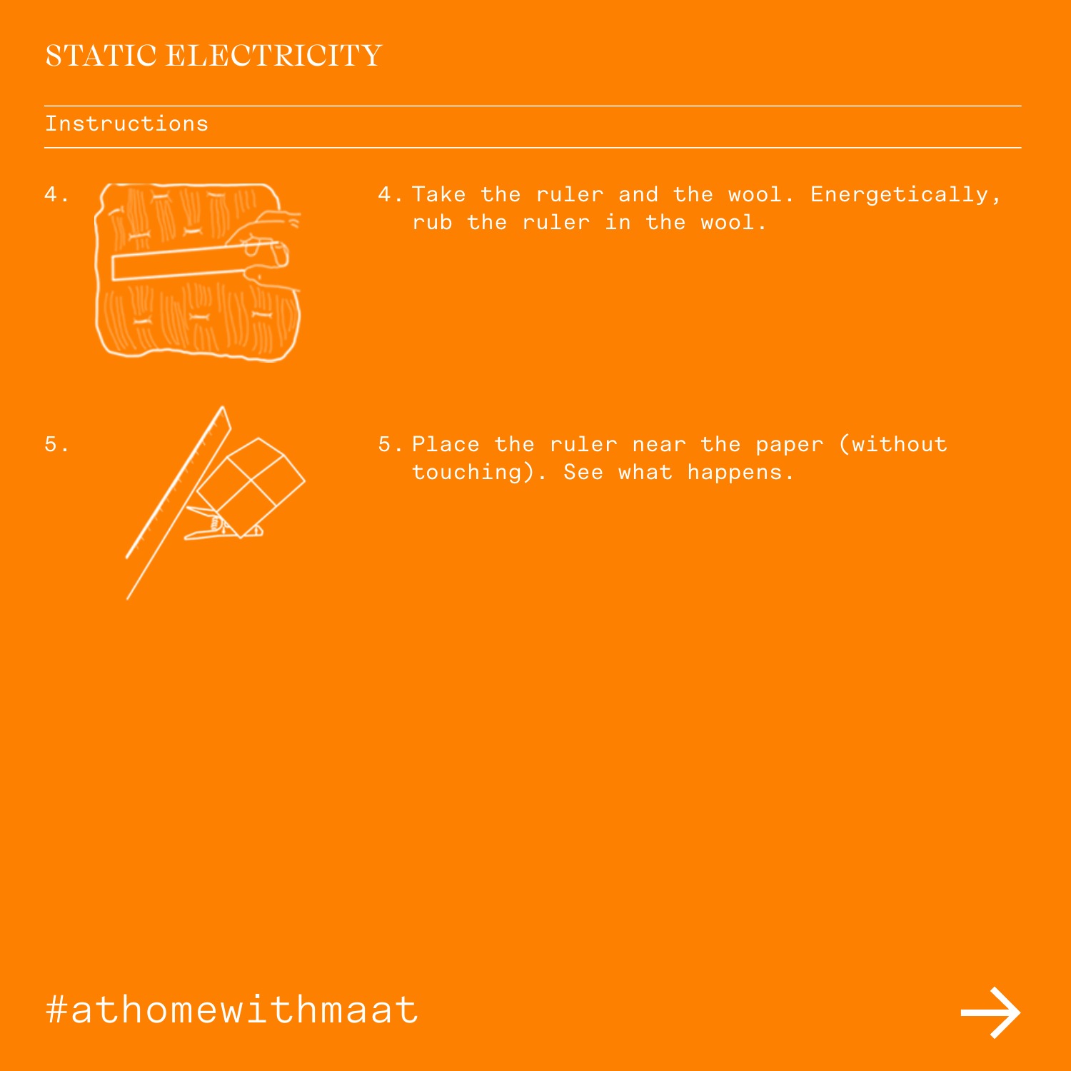# STATIC ELECTRICITY

## Instructions

4. Take the ruler and the wool. Energetically, rub the ruler in the wool.

5. Place the ruler near the paper (without touching). See what happens.

#athomewithmaat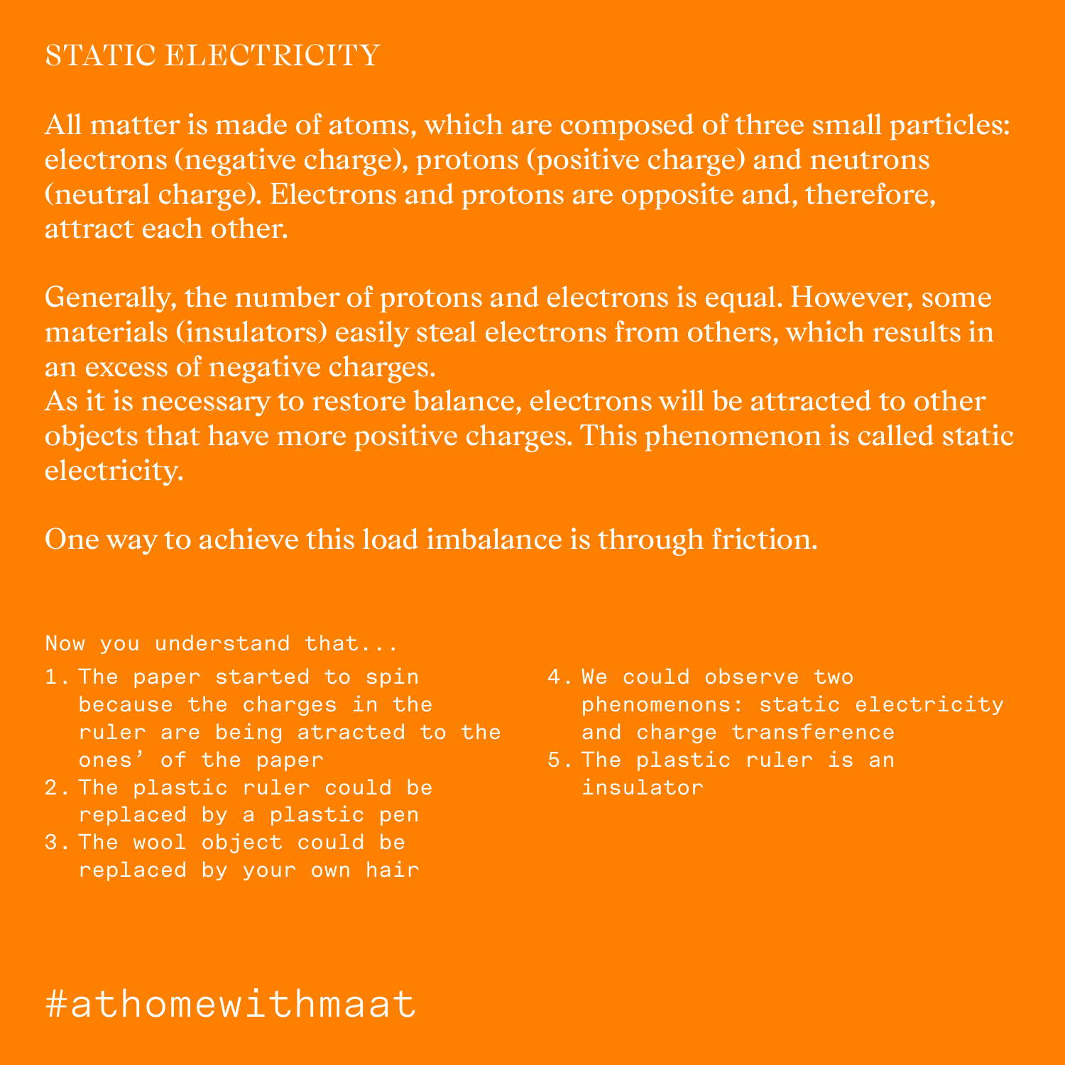# STATIC ELECTRICITY

All matter is made of atoms, which are composed of three small particles: electrons (negative charge), protons (positive charge) and neutrons (neutral charge). Electrons and protons are opposite and, therefore, attract each other.

Generally, the number of protons and electrons is equal. However, some materials (insulators) easily steal electrons from others, which results in an excess of negative charges.
As it is necessary to restore balance, electrons will be attracted to other objects that have more positive charges. This phenomenon is called static electricity.

One way to achieve this load imbalance is through friction.

Now you understand that...

1. The paper started to spin because the charges in the ruler are being atracted to the ones' of the paper
2. The plastic ruler could be replaced by a plastic pen
3. The wool object could be replaced by your own hair
4. We could observe two phenomenons: static electricity and charge transference
5. The plastic ruler is an insulator

#athomewithmaat